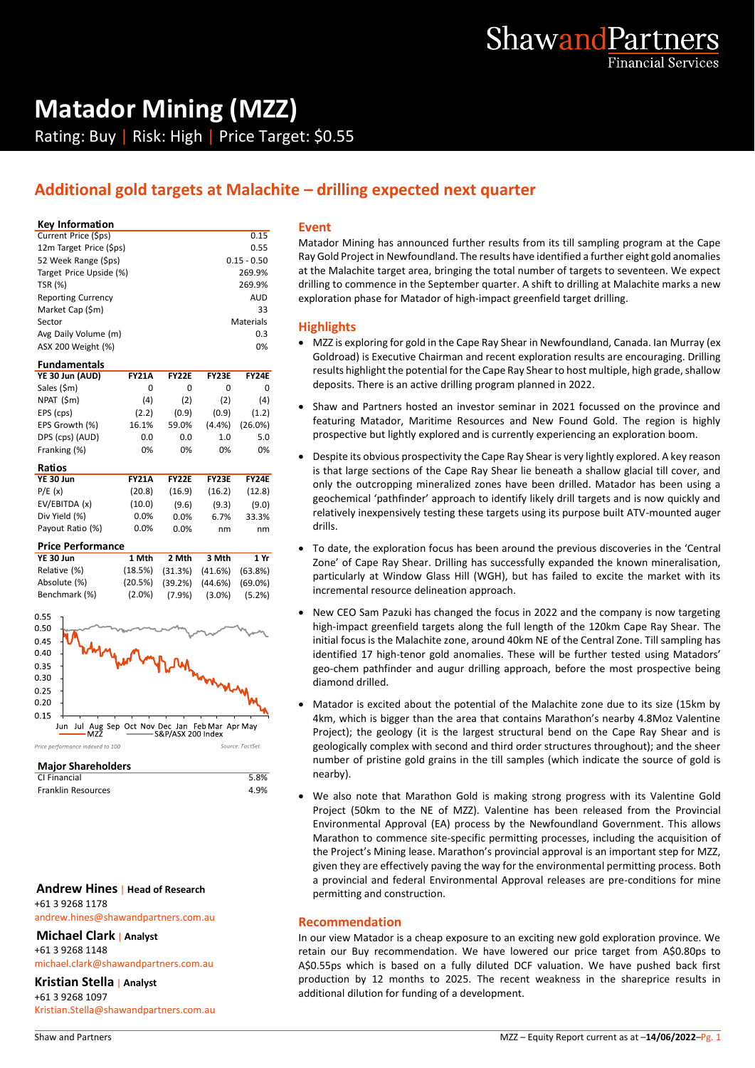ShawandPartners Financial Services

# Matador Mining (MZZ)

Rating: Buy | Risk: High | Price Target: $0.55

## Additional gold targets at Malachite – drilling expected next quarter

### Key Information

| Key Information | |
|---|---|
| Current Price ($ps) | 0.15 |
| 12m Target Price ($ps) | 0.55 |
| 52 Week Range ($ps) | 0.15 - 0.50 |
| Target Price Upside (%) | 269.9% |
| TSR (%) | 269.9% |
| Reporting Currency | AUD |
| Market Cap ($m) | 33 |
| Sector | Materials |
| Avg Daily Volume (m) | 0.3 |
| ASX 200 Weight (%) | 0% |

### Fundamentals

| YE 30 Jun (AUD) | FY21A | FY22E | FY23E | FY24E |
|---|---|---|---|---|
| Sales ($m) | 0 | 0 | 0 | 0 |
| NPAT ($m) | (4) | (2) | (2) | (4) |
| EPS (cps) | (2.2) | (0.9) | (0.9) | (1.2) |
| EPS Growth (%) | 16.1% | 59.0% | (4.4%) | (26.0%) |
| DPS (cps) (AUD) | 0.0 | 0.0 | 1.0 | 5.0 |
| Franking (%) | 0% | 0% | 0% | 0% |

### Ratios

| YE 30 Jun | FY21A | FY22E | FY23E | FY24E |
|---|---|---|---|---|
| P/E (x) | (20.8) | (16.9) | (16.2) | (12.8) |
| EV/EBITDA (x) | (10.0) | (9.6) | (9.3) | (9.0) |
| Div Yield (%) | 0.0% | 0.0% | 6.7% | 33.3% |
| Payout Ratio (%) | 0.0% | 0.0% | nm | nm |

### Price Performance

| YE 30 Jun | 1 Mth | 2 Mth | 3 Mth | 1 Yr |
|---|---|---|---|---|
| Relative (%) | (18.5%) | (31.3%) | (41.6%) | (63.8%) |
| Absolute (%) | (20.5%) | (39.2%) | (44.6%) | (69.0%) |
| Benchmark (%) | (2.0%) | (7.9%) | (3.0%) | (5.2%) |

Price performance indexed to 100 — Source: FactSet

### Major Shareholders

| | |
|---|---|
| CI Financial | 5.8% |
| Franklin Resources | 4.9% |

**Andrew Hines** | Head of Research
+61 3 9268 1178
andrew.hines@shawandpartners.com.au

**Michael Clark** | Analyst
+61 3 9268 1148
michael.clark@shawandpartners.com.au

**Kristian Stella** | Analyst
+61 3 9268 1097
Kristian.Stella@shawandpartners.com.au

### Event

Matador Mining has announced further results from its till sampling program at the Cape Ray Gold Project in Newfoundland. The results have identified a further eight gold anomalies at the Malachite target area, bringing the total number of targets to seventeen. We expect drilling to commence in the September quarter. A shift to drilling at Malachite marks a new exploration phase for Matador of high-impact greenfield target drilling.

### Highlights

- MZZ is exploring for gold in the Cape Ray Shear in Newfoundland, Canada. Ian Murray (ex Goldroad) is Executive Chairman and recent exploration results are encouraging. Drilling results highlight the potential for the Cape Ray Shear to host multiple, high grade, shallow deposits. There is an active drilling program planned in 2022.
- Shaw and Partners hosted an investor seminar in 2021 focussed on the province and featuring Matador, Maritime Resources and New Found Gold. The region is highly prospective but lightly explored and is currently experiencing an exploration boom.
- Despite its obvious prospectivity the Cape Ray Shear is very lightly explored. A key reason is that large sections of the Cape Ray Shear lie beneath a shallow glacial till cover, and only the outcropping mineralized zones have been drilled. Matador has been using a geochemical 'pathfinder' approach to identify likely drill targets and is now quickly and relatively inexpensively testing these targets using its purpose built ATV-mounted auger drills.
- To date, the exploration focus has been around the previous discoveries in the 'Central Zone' of Cape Ray Shear. Drilling has successfully expanded the known mineralisation, particularly at Window Glass Hill (WGH), but has failed to excite the market with its incremental resource delineation approach.
- New CEO Sam Pazuki has changed the focus in 2022 and the company is now targeting high-impact greenfield targets along the full length of the 120km Cape Ray Shear. The initial focus is the Malachite zone, around 40km NE of the Central Zone. Till sampling has identified 17 high-tenor gold anomalies. These will be further tested using Matadors' geo-chem pathfinder and augur drilling approach, before the most prospective being diamond drilled.
- Matador is excited about the potential of the Malachite zone due to its size (15km by 4km, which is bigger than the area that contains Marathon's nearby 4.8Moz Valentine Project); the geology (it is the largest structural bend on the Cape Ray Shear and is geologically complex with second and third order structures throughout); and the sheer number of pristine gold grains in the till samples (which indicate the source of gold is nearby).
- We also note that Marathon Gold is making strong progress with its Valentine Gold Project (50km to the NE of MZZ). Valentine has been released from the Provincial Environmental Approval (EA) process by the Newfoundland Government. This allows Marathon to commence site-specific permitting processes, including the acquisition of the Project's Mining lease. Marathon's provincial approval is an important step for MZZ, given they are effectively paving the way for the environmental permitting process. Both a provincial and federal Environmental Approval releases are pre-conditions for mine permitting and construction.

### Recommendation

In our view Matador is a cheap exposure to an exciting new gold exploration province. We retain our Buy recommendation. We have lowered our price target from A$0.80ps to A$0.55ps which is based on a fully diluted DCF valuation. We have pushed back first production by 12 months to 2025. The recent weakness in the shareprice results in additional dilution for funding of a development.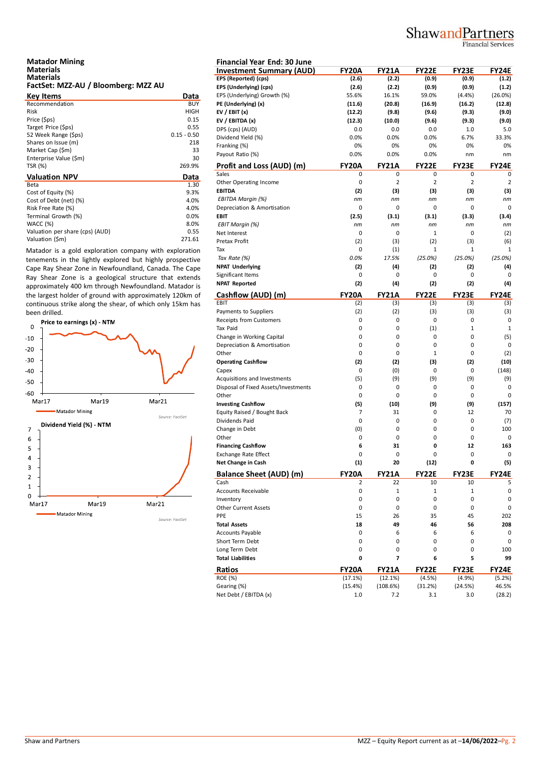**Matador Mining**
**Materials**
**Materials**
**FactSet: MZZ-AU / Bloomberg: MZZ AU**

| Key Items | Data |
|---|---|
| Recommendation | BUY |
| Risk | HIGH |
| Price ($ps) | 0.15 |
| Target Price ($ps) | 0.55 |
| 52 Week Range ($ps) | 0.15 - 0.50 |
| Shares on Issue (m) | 218 |
| Market Cap ($m) | 33 |
| Enterprise Value ($m) | 30 |
| TSR (%) | 269.9% |

| Valuation NPV | Data |
|---|---|
| Beta | 1.30 |
| Cost of Equity (%) | 9.3% |
| Cost of Debt (net) (%) | 4.0% |
| Risk Free Rate (%) | 4.0% |
| Terminal Growth (%) | 0.0% |
| WACC (%) | 8.0% |
| Valuation per share (cps) (AUD) | 0.55 |
| Valuation ($m) | 271.61 |

Matador is a gold exploration company with exploration tenements in the lightly explored but highly prospective Cape Ray Shear Zone in Newfoundland, Canada. The Cape Ray Shear Zone is a geological structure that extends approximately 400 km through Newfoundland. Matador is the largest holder of ground with approximately 120km of continuous strike along the shear, of which only 15km has been drilled.

**Price to earnings (x) - NTM**

Matador Mining

Source: FactSet

**Dividend Yield (%) - NTM**

Matador Mining

Source: FactSet

**Financial Year End: 30 June**

| Investment Summary (AUD) | FY20A | FY21A | FY22E | FY23E | FY24E |
|---|---|---|---|---|---|
| **EPS (Reported) (cps)** | **(2.6)** | **(2.2)** | **(0.9)** | **(0.9)** | **(1.2)** |
| **EPS (Underlying) (cps)** | **(2.6)** | **(2.2)** | **(0.9)** | **(0.9)** | **(1.2)** |
| EPS (Underlying) Growth (%) | 55.6% | 16.1% | 59.0% | (4.4%) | (26.0%) |
| **PE (Underlying) (x)** | **(11.6)** | **(20.8)** | **(16.9)** | **(16.2)** | **(12.8)** |
| **EV / EBIT (x)** | **(12.2)** | **(9.8)** | **(9.6)** | **(9.3)** | **(9.0)** |
| **EV / EBITDA (x)** | **(12.3)** | **(10.0)** | **(9.6)** | **(9.3)** | **(9.0)** |
| DPS (cps) (AUD) | 0.0 | 0.0 | 0.0 | 1.0 | 5.0 |
| Dividend Yield (%) | 0.0% | 0.0% | 0.0% | 6.7% | 33.3% |
| Franking (%) | 0% | 0% | 0% | 0% | 0% |
| Payout Ratio (%) | 0.0% | 0.0% | 0.0% | nm | nm |

| Profit and Loss (AUD) (m) | FY20A | FY21A | FY22E | FY23E | FY24E |
|---|---|---|---|---|---|
| Sales | 0 | 0 | 0 | 0 | 0 |
| Other Operating Income | 0 | 2 | 2 | 2 | 2 |
| **EBITDA** | **(2)** | **(3)** | **(3)** | **(3)** | **(3)** |
| *EBITDA Margin (%)* | *nm* | *nm* | *nm* | *nm* | *nm* |
| Depreciation & Amortisation | 0 | 0 | 0 | 0 | 0 |
| **EBIT** | **(2.5)** | **(3.1)** | **(3.1)** | **(3.3)** | **(3.4)** |
| *EBIT Margin (%)* | *nm* | *nm* | *nm* | *nm* | *nm* |
| Net Interest | 0 | 0 | 1 | 0 | (2) |
| Pretax Profit | (2) | (3) | (2) | (3) | (6) |
| Tax | 0 | (1) | 1 | 1 | 1 |
| *Tax Rate (%)* | *0.0%* | *17.5%* | *(25.0%)* | *(25.0%)* | *(25.0%)* |
| **NPAT Underlying** | **(2)** | **(4)** | **(2)** | **(2)** | **(4)** |
| Significant Items | 0 | 0 | 0 | 0 | 0 |
| **NPAT Reported** | **(2)** | **(4)** | **(2)** | **(2)** | **(4)** |

| Cashflow (AUD) (m) | FY20A | FY21A | FY22E | FY23E | FY24E |
|---|---|---|---|---|---|
| EBIT | (2) | (3) | (3) | (3) | (3) |
| Payments to Suppliers | (2) | (2) | (3) | (3) | (3) |
| Receipts from Customers | 0 | 0 | 0 | 0 | 0 |
| Tax Paid | 0 | 0 | (1) | 1 | 1 |
| Change in Working Capital | 0 | 0 | 0 | 0 | (5) |
| Depreciation & Amortisation | 0 | 0 | 0 | 0 | 0 |
| Other | 0 | 0 | 1 | 0 | (2) |
| **Operating Cashflow** | **(2)** | **(2)** | **(3)** | **(2)** | **(10)** |
| Capex | 0 | (0) | 0 | 0 | (148) |
| Acquisitions and Investments | (5) | (9) | (9) | (9) | (9) |
| Disposal of Fixed Assets/Investments | 0 | 0 | 0 | 0 | 0 |
| Other | 0 | 0 | 0 | 0 | 0 |
| **Investing Cashflow** | **(5)** | **(10)** | **(9)** | **(9)** | **(157)** |
| Equity Raised / Bought Back | 7 | 31 | 0 | 12 | 70 |
| Dividends Paid | 0 | 0 | 0 | 0 | (7) |
| Change in Debt | (0) | 0 | 0 | 0 | 100 |
| Other | 0 | 0 | 0 | 0 | 0 |
| **Financing Cashflow** | **6** | **31** | **0** | **12** | **163** |
| Exchange Rate Effect | 0 | 0 | 0 | 0 | 0 |
| **Net Change in Cash** | **(1)** | **20** | **(12)** | **0** | **(5)** |

| Balance Sheet (AUD) (m) | FY20A | FY21A | FY22E | FY23E | FY24E |
|---|---|---|---|---|---|
| Cash | 2 | 22 | 10 | 10 | 5 |
| Accounts Receivable | 0 | 1 | 1 | 1 | 0 |
| Inventory | 0 | 0 | 0 | 0 | 0 |
| Other Current Assets | 0 | 0 | 0 | 0 | 0 |
| PPE | 15 | 26 | 35 | 45 | 202 |
| **Total Assets** | **18** | **49** | **46** | **56** | **208** |
| Accounts Payable | 0 | 6 | 6 | 6 | 0 |
| Short Term Debt | 0 | 0 | 0 | 0 | 0 |
| Long Term Debt | 0 | 0 | 0 | 0 | 100 |
| **Total Liabilities** | **0** | **7** | **6** | **5** | **99** |

| Ratios | FY20A | FY21A | FY22E | FY23E | FY24E |
|---|---|---|---|---|---|
| ROE (%) | (17.1%) | (12.1%) | (4.5%) | (4.9%) | (5.2%) |
| Gearing (%) | (15.4%) | (108.6%) | (31.2%) | (24.5%) | 46.5% |
| Net Debt / EBITDA (x) | 1.0 | 7.2 | 3.1 | 3.0 | (28.2) |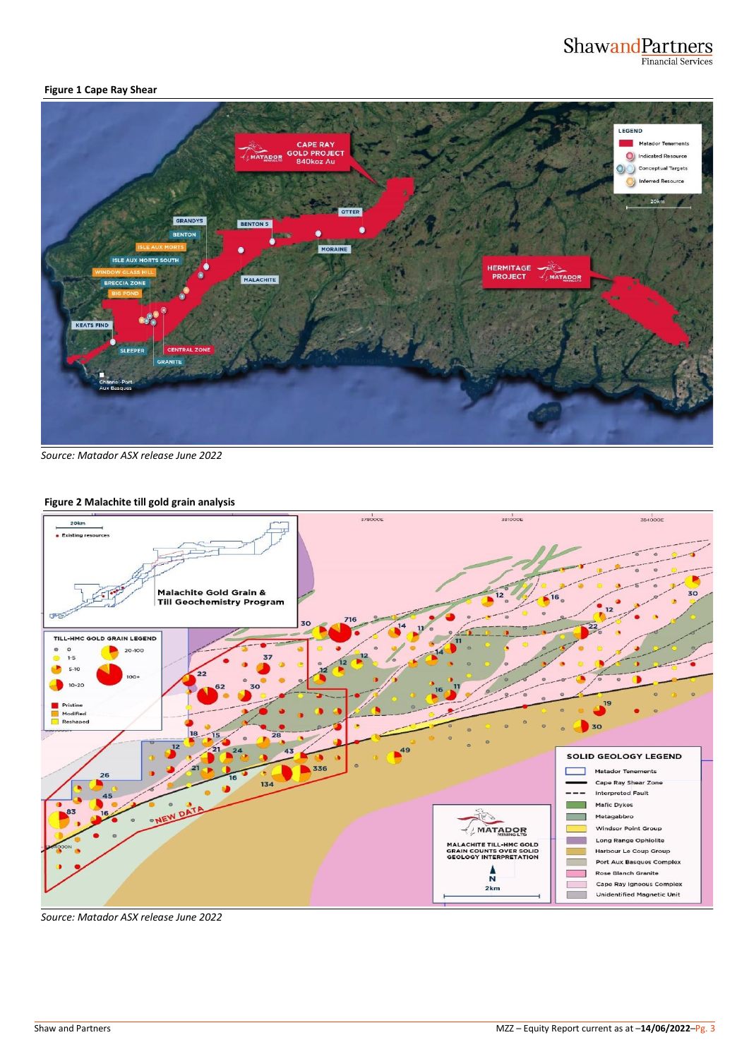**Figure 1 Cape Ray Shear**

*Source: Matador ASX release June 2022*

**Figure 2 Malachite till gold grain analysis**

*Source: Matador ASX release June 2022*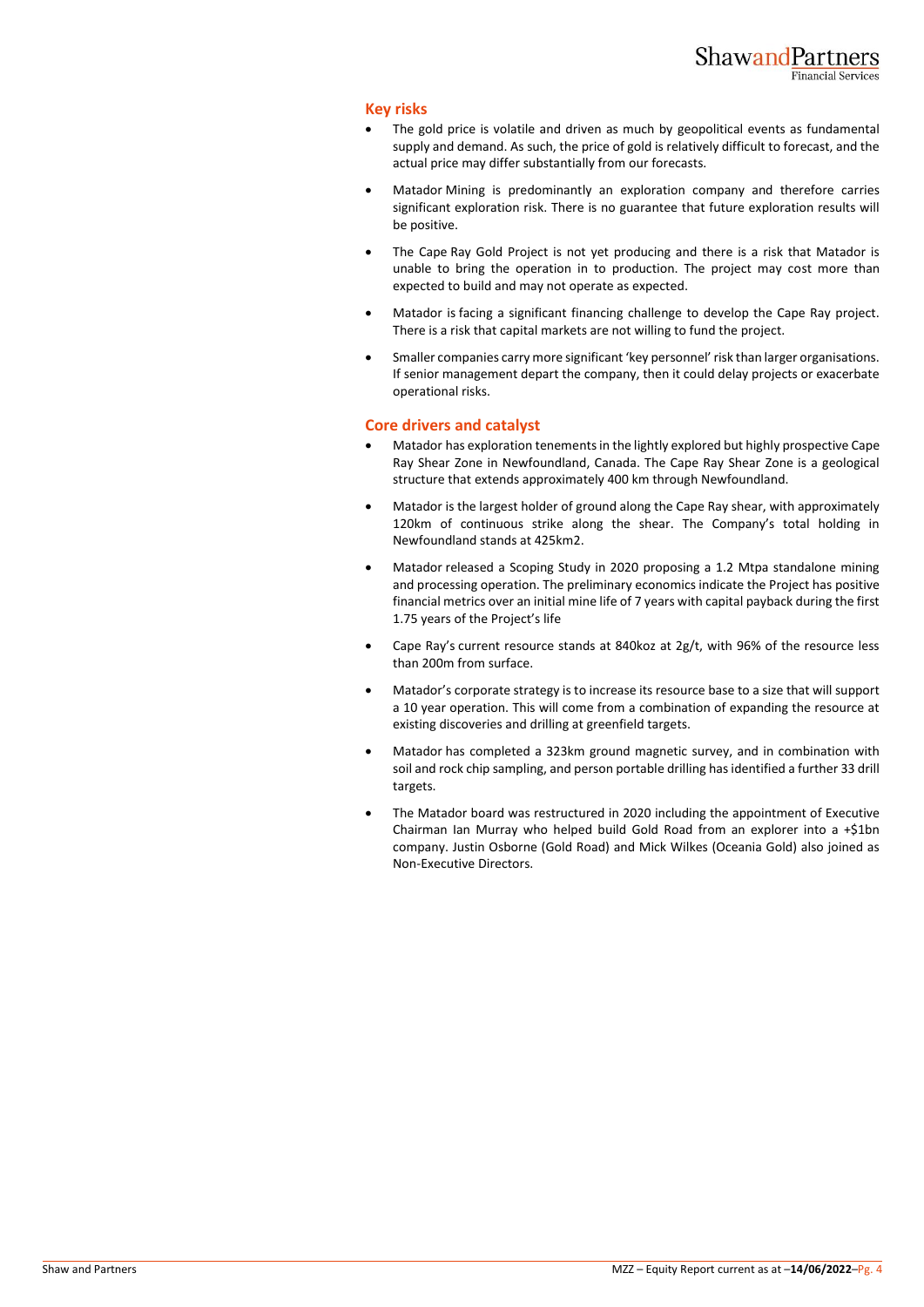## Key risks

- The gold price is volatile and driven as much by geopolitical events as fundamental supply and demand. As such, the price of gold is relatively difficult to forecast, and the actual price may differ substantially from our forecasts.
- Matador Mining is predominantly an exploration company and therefore carries significant exploration risk. There is no guarantee that future exploration results will be positive.
- The Cape Ray Gold Project is not yet producing and there is a risk that Matador is unable to bring the operation in to production. The project may cost more than expected to build and may not operate as expected.
- Matador is facing a significant financing challenge to develop the Cape Ray project. There is a risk that capital markets are not willing to fund the project.
- Smaller companies carry more significant 'key personnel' risk than larger organisations. If senior management depart the company, then it could delay projects or exacerbate operational risks.

## Core drivers and catalyst

- Matador has exploration tenements in the lightly explored but highly prospective Cape Ray Shear Zone in Newfoundland, Canada. The Cape Ray Shear Zone is a geological structure that extends approximately 400 km through Newfoundland.
- Matador is the largest holder of ground along the Cape Ray shear, with approximately 120km of continuous strike along the shear. The Company's total holding in Newfoundland stands at 425km2.
- Matador released a Scoping Study in 2020 proposing a 1.2 Mtpa standalone mining and processing operation. The preliminary economics indicate the Project has positive financial metrics over an initial mine life of 7 years with capital payback during the first 1.75 years of the Project's life
- Cape Ray's current resource stands at 840koz at 2g/t, with 96% of the resource less than 200m from surface.
- Matador's corporate strategy is to increase its resource base to a size that will support a 10 year operation. This will come from a combination of expanding the resource at existing discoveries and drilling at greenfield targets.
- Matador has completed a 323km ground magnetic survey, and in combination with soil and rock chip sampling, and person portable drilling has identified a further 33 drill targets.
- The Matador board was restructured in 2020 including the appointment of Executive Chairman Ian Murray who helped build Gold Road from an explorer into a +$1bn company. Justin Osborne (Gold Road) and Mick Wilkes (Oceania Gold) also joined as Non-Executive Directors.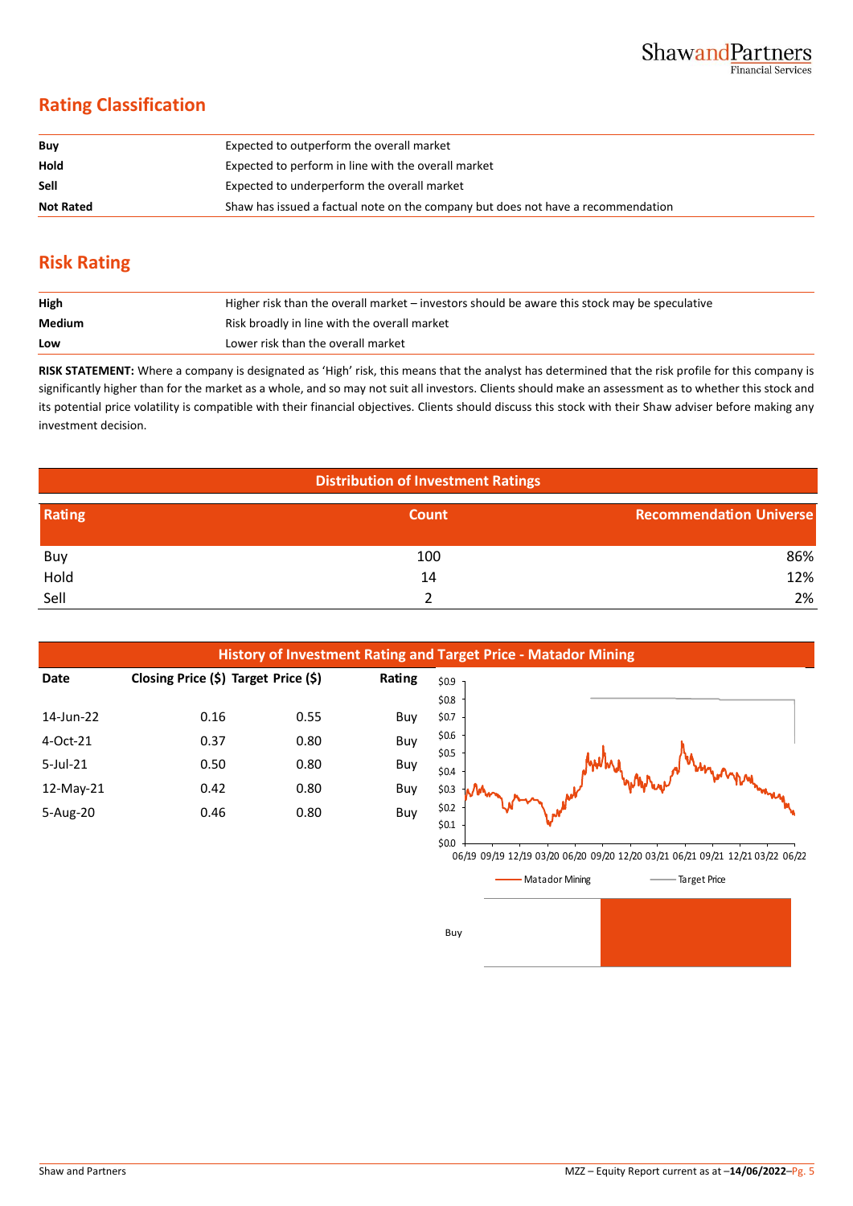## Rating Classification

| | |
|---|---|
| **Buy** | Expected to outperform the overall market |
| **Hold** | Expected to perform in line with the overall market |
| **Sell** | Expected to underperform the overall market |
| **Not Rated** | Shaw has issued a factual note on the company but does not have a recommendation |

## Risk Rating

| | |
|---|---|
| **High** | Higher risk than the overall market – investors should be aware this stock may be speculative |
| **Medium** | Risk broadly in line with the overall market |
| **Low** | Lower risk than the overall market |

**RISK STATEMENT:** Where a company is designated as 'High' risk, this means that the analyst has determined that the risk profile for this company is significantly higher than for the market as a whole, and so may not suit all investors. Clients should make an assessment as to whether this stock and its potential price volatility is compatible with their financial objectives. Clients should discuss this stock with their Shaw adviser before making any investment decision.

**Distribution of Investment Ratings**

| Rating | Count | Recommendation Universe |
|---|---|---|
| Buy | 100 | 86% |
| Hold | 14 | 12% |
| Sell | 2 | 2% |

**History of Investment Rating and Target Price - Matador Mining**

| Date | Closing Price ($) | Target Price ($) | Rating |
|---|---|---|---|
| 14-Jun-22 | 0.16 | 0.55 | Buy |
| 4-Oct-21 | 0.37 | 0.80 | Buy |
| 5-Jul-21 | 0.50 | 0.80 | Buy |
| 12-May-21 | 0.42 | 0.80 | Buy |
| 5-Aug-20 | 0.46 | 0.80 | Buy |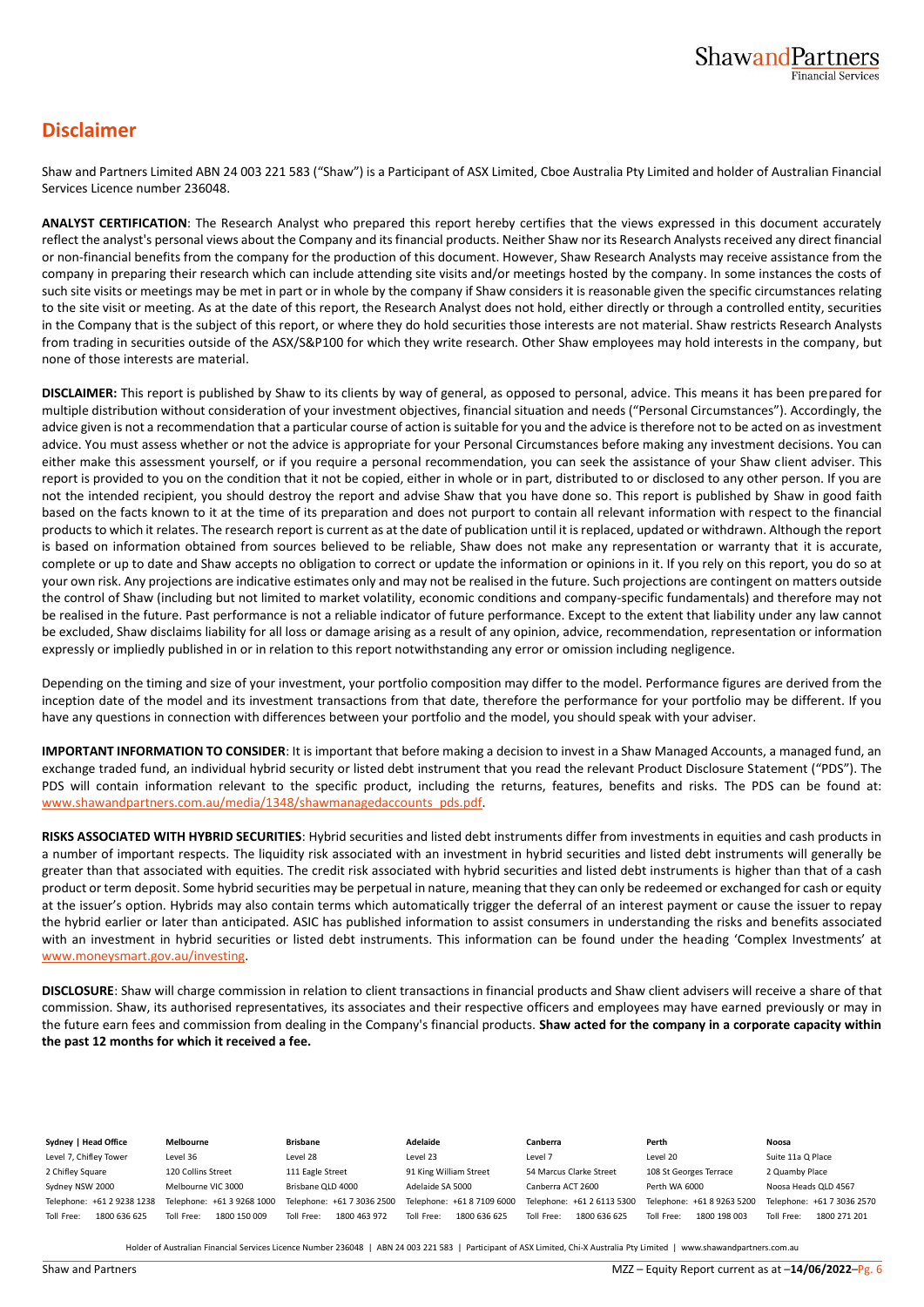# Disclaimer

Shaw and Partners Limited ABN 24 003 221 583 ("Shaw") is a Participant of ASX Limited, Cboe Australia Pty Limited and holder of Australian Financial Services Licence number 236048.

**ANALYST CERTIFICATION**: The Research Analyst who prepared this report hereby certifies that the views expressed in this document accurately reflect the analyst's personal views about the Company and its financial products. Neither Shaw nor its Research Analysts received any direct financial or non-financial benefits from the company for the production of this document. However, Shaw Research Analysts may receive assistance from the company in preparing their research which can include attending site visits and/or meetings hosted by the company. In some instances the costs of such site visits or meetings may be met in part or in whole by the company if Shaw considers it is reasonable given the specific circumstances relating to the site visit or meeting. As at the date of this report, the Research Analyst does not hold, either directly or through a controlled entity, securities in the Company that is the subject of this report, or where they do hold securities those interests are not material. Shaw restricts Research Analysts from trading in securities outside of the ASX/S&P100 for which they write research. Other Shaw employees may hold interests in the company, but none of those interests are material.

**DISCLAIMER:** This report is published by Shaw to its clients by way of general, as opposed to personal, advice. This means it has been prepared for multiple distribution without consideration of your investment objectives, financial situation and needs ("Personal Circumstances"). Accordingly, the advice given is not a recommendation that a particular course of action is suitable for you and the advice is therefore not to be acted on as investment advice. You must assess whether or not the advice is appropriate for your Personal Circumstances before making any investment decisions. You can either make this assessment yourself, or if you require a personal recommendation, you can seek the assistance of your Shaw client adviser. This report is provided to you on the condition that it not be copied, either in whole or in part, distributed to or disclosed to any other person. If you are not the intended recipient, you should destroy the report and advise Shaw that you have done so. This report is published by Shaw in good faith based on the facts known to it at the time of its preparation and does not purport to contain all relevant information with respect to the financial products to which it relates. The research report is current as at the date of publication until it is replaced, updated or withdrawn. Although the report is based on information obtained from sources believed to be reliable, Shaw does not make any representation or warranty that it is accurate, complete or up to date and Shaw accepts no obligation to correct or update the information or opinions in it. If you rely on this report, you do so at your own risk. Any projections are indicative estimates only and may not be realised in the future. Such projections are contingent on matters outside the control of Shaw (including but not limited to market volatility, economic conditions and company-specific fundamentals) and therefore may not be realised in the future. Past performance is not a reliable indicator of future performance. Except to the extent that liability under any law cannot be excluded, Shaw disclaims liability for all loss or damage arising as a result of any opinion, advice, recommendation, representation or information expressly or impliedly published in or in relation to this report notwithstanding any error or omission including negligence.

Depending on the timing and size of your investment, your portfolio composition may differ to the model. Performance figures are derived from the inception date of the model and its investment transactions from that date, therefore the performance for your portfolio may be different. If you have any questions in connection with differences between your portfolio and the model, you should speak with your adviser.

**IMPORTANT INFORMATION TO CONSIDER**: It is important that before making a decision to invest in a Shaw Managed Accounts, a managed fund, an exchange traded fund, an individual hybrid security or listed debt instrument that you read the relevant Product Disclosure Statement ("PDS"). The PDS will contain information relevant to the specific product, including the returns, features, benefits and risks. The PDS can be found at: www.shawandpartners.com.au/media/1348/shawmanagedaccounts_pds.pdf.

**RISKS ASSOCIATED WITH HYBRID SECURITIES**: Hybrid securities and listed debt instruments differ from investments in equities and cash products in a number of important respects. The liquidity risk associated with an investment in hybrid securities and listed debt instruments will generally be greater than that associated with equities. The credit risk associated with hybrid securities and listed debt instruments is higher than that of a cash product or term deposit. Some hybrid securities may be perpetual in nature, meaning that they can only be redeemed or exchanged for cash or equity at the issuer's option. Hybrids may also contain terms which automatically trigger the deferral of an interest payment or cause the issuer to repay the hybrid earlier or later than anticipated. ASIC has published information to assist consumers in understanding the risks and benefits associated with an investment in hybrid securities or listed debt instruments. This information can be found under the heading 'Complex Investments' at www.moneysmart.gov.au/investing.

**DISCLOSURE**: Shaw will charge commission in relation to client transactions in financial products and Shaw client advisers will receive a share of that commission. Shaw, its authorised representatives, its associates and their respective officers and employees may have earned previously or may in the future earn fees and commission from dealing in the Company's financial products. **Shaw acted for the company in a corporate capacity within the past 12 months for which it received a fee.**

| Sydney \| Head Office | Melbourne | Brisbane | Adelaide | Canberra | Perth | Noosa |
|---|---|---|---|---|---|---|
| Level 7, Chifley Tower | Level 36 | Level 28 | Level 23 | Level 7 | Level 20 | Suite 11a Q Place |
| 2 Chifley Square | 120 Collins Street | 111 Eagle Street | 91 King William Street | 54 Marcus Clarke Street | 108 St Georges Terrace | 2 Quamby Place |
| Sydney NSW 2000 | Melbourne VIC 3000 | Brisbane QLD 4000 | Adelaide SA 5000 | Canberra ACT 2600 | Perth WA 6000 | Noosa Heads QLD 4567 |
| Telephone: +61 2 9238 1238 | Telephone: +61 3 9268 1000 | Telephone: +61 7 3036 2500 | Telephone: +61 8 7109 6000 | Telephone: +61 2 6113 5300 | Telephone: +61 8 9263 5200 | Telephone: +61 7 3036 2570 |
| Toll Free: 1800 636 625 | Toll Free: 1800 150 009 | Toll Free: 1800 463 972 | Toll Free: 1800 636 625 | Toll Free: 1800 636 625 | Toll Free: 1800 198 003 | Toll Free: 1800 271 201 |

Holder of Australian Financial Services Licence Number 236048 | ABN 24 003 221 583 | Participant of ASX Limited, Chi-X Australia Pty Limited | www.shawandpartners.com.au